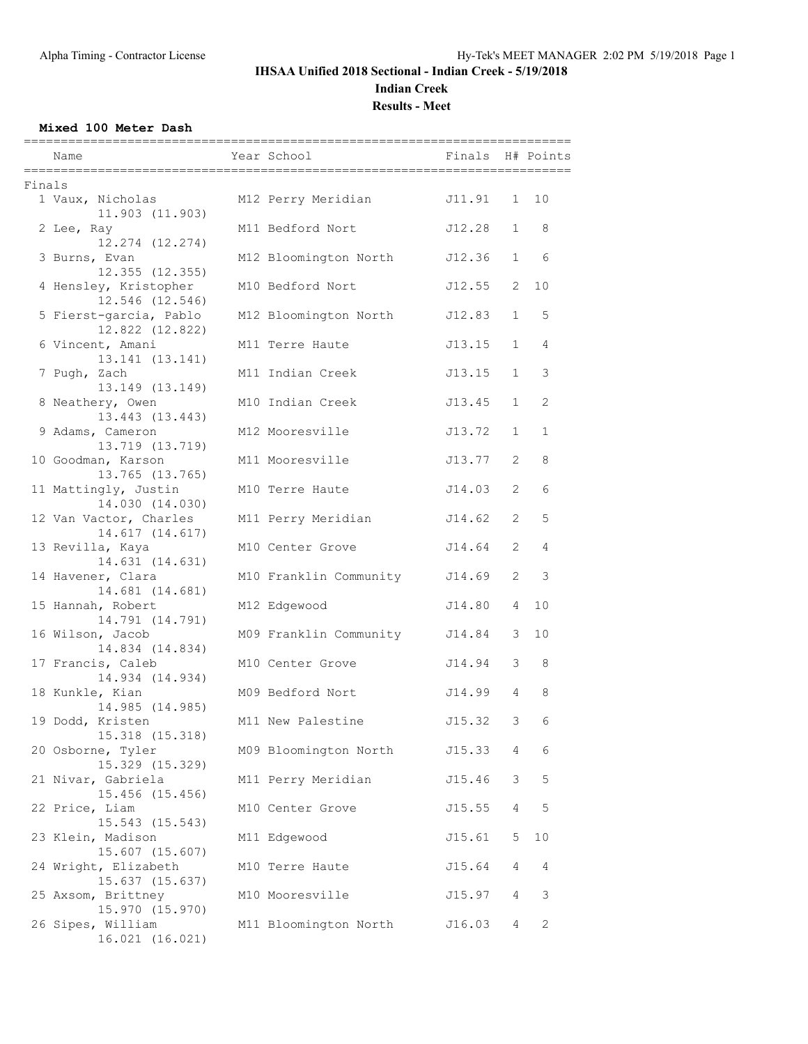# IHSAA Unified 2018 Sectional - Indian Creek - 5/19/2018

## Indian Creek

### Results - Meet

**Mixed 100 Meter Dash**

| | Name | Year | School | Finals | H# | Points |
|---|---|---|---|---|---|---|
| **Finals** | | | | | | |
| 1 | Vaux, Nicholas | M12 | Perry Meridian | J11.91 | 1 | 10 |
| | 11.903 (11.903) | | | | | |
| 2 | Lee, Ray | M11 | Bedford Nort | J12.28 | 1 | 8 |
| | 12.274 (12.274) | | | | | |
| 3 | Burns, Evan | M12 | Bloomington North | J12.36 | 1 | 6 |
| | 12.355 (12.355) | | | | | |
| 4 | Hensley, Kristopher | M10 | Bedford Nort | J12.55 | 2 | 10 |
| | 12.546 (12.546) | | | | | |
| 5 | Fierst-garcia, Pablo | M12 | Bloomington North | J12.83 | 1 | 5 |
| | 12.822 (12.822) | | | | | |
| 6 | Vincent, Amani | M11 | Terre Haute | J13.15 | 1 | 4 |
| | 13.141 (13.141) | | | | | |
| 7 | Pugh, Zach | M11 | Indian Creek | J13.15 | 1 | 3 |
| | 13.149 (13.149) | | | | | |
| 8 | Neathery, Owen | M10 | Indian Creek | J13.45 | 1 | 2 |
| | 13.443 (13.443) | | | | | |
| 9 | Adams, Cameron | M12 | Mooresville | J13.72 | 1 | 1 |
| | 13.719 (13.719) | | | | | |
| 10 | Goodman, Karson | M11 | Mooresville | J13.77 | 2 | 8 |
| | 13.765 (13.765) | | | | | |
| 11 | Mattingly, Justin | M10 | Terre Haute | J14.03 | 2 | 6 |
| | 14.030 (14.030) | | | | | |
| 12 | Van Vactor, Charles | M11 | Perry Meridian | J14.62 | 2 | 5 |
| | 14.617 (14.617) | | | | | |
| 13 | Revilla, Kaya | M10 | Center Grove | J14.64 | 2 | 4 |
| | 14.631 (14.631) | | | | | |
| 14 | Havener, Clara | M10 | Franklin Community | J14.69 | 2 | 3 |
| | 14.681 (14.681) | | | | | |
| 15 | Hannah, Robert | M12 | Edgewood | J14.80 | 4 | 10 |
| | 14.791 (14.791) | | | | | |
| 16 | Wilson, Jacob | M09 | Franklin Community | J14.84 | 3 | 10 |
| | 14.834 (14.834) | | | | | |
| 17 | Francis, Caleb | M10 | Center Grove | J14.94 | 3 | 8 |
| | 14.934 (14.934) | | | | | |
| 18 | Kunkle, Kian | M09 | Bedford Nort | J14.99 | 4 | 8 |
| | 14.985 (14.985) | | | | | |
| 19 | Dodd, Kristen | M11 | New Palestine | J15.32 | 3 | 6 |
| | 15.318 (15.318) | | | | | |
| 20 | Osborne, Tyler | M09 | Bloomington North | J15.33 | 4 | 6 |
| | 15.329 (15.329) | | | | | |
| 21 | Nivar, Gabriela | M11 | Perry Meridian | J15.46 | 3 | 5 |
| | 15.456 (15.456) | | | | | |
| 22 | Price, Liam | M10 | Center Grove | J15.55 | 4 | 5 |
| | 15.543 (15.543) | | | | | |
| 23 | Klein, Madison | M11 | Edgewood | J15.61 | 5 | 10 |
| | 15.607 (15.607) | | | | | |
| 24 | Wright, Elizabeth | M10 | Terre Haute | J15.64 | 4 | 4 |
| | 15.637 (15.637) | | | | | |
| 25 | Axsom, Brittney | M10 | Mooresville | J15.97 | 4 | 3 |
| | 15.970 (15.970) | | | | | |
| 26 | Sipes, William | M11 | Bloomington North | J16.03 | 4 | 2 |
| | 16.021 (16.021) | | | | | |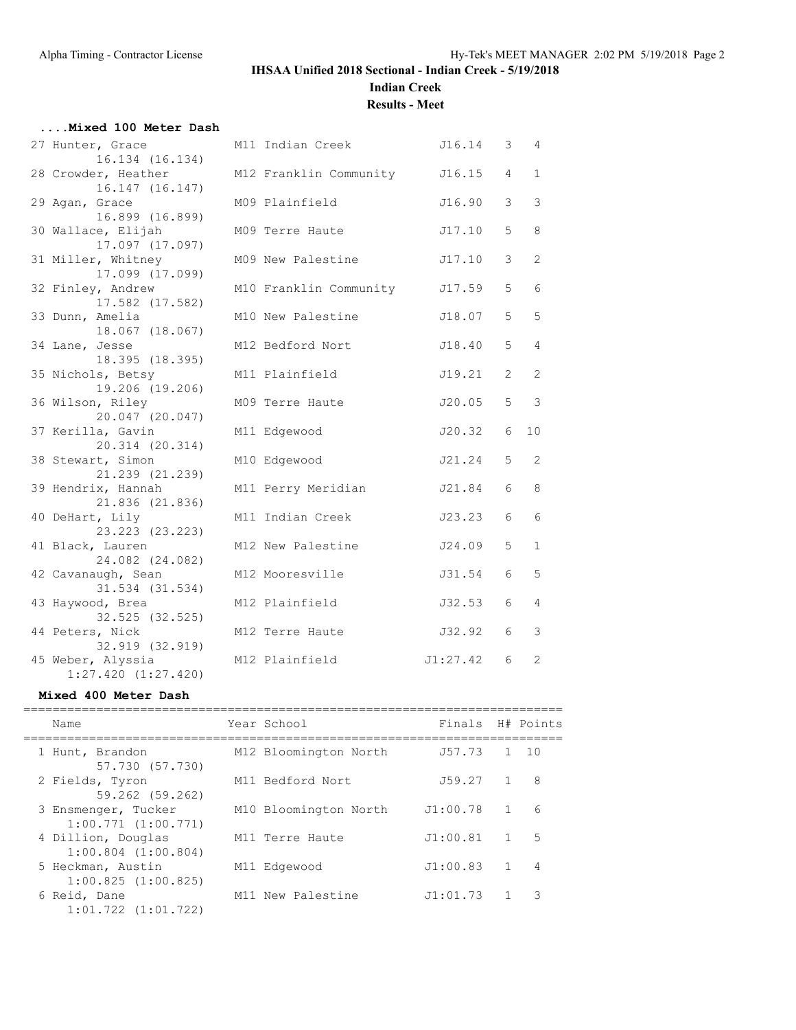# IHSAA Unified 2018 Sectional - Indian Creek - 5/19/2018

## Indian Creek

## Results - Meet

### ....Mixed 100 Meter Dash

| Place | Name | Year | School | Finals | H# | Points |
|---|---|---|---|---|---|---|
| 27 | Hunter, Grace 16.134 (16.134) | M11 | Indian Creek | J16.14 | 3 | 4 |
| 28 | Crowder, Heather 16.147 (16.147) | M12 | Franklin Community | J16.15 | 4 | 1 |
| 29 | Agan, Grace 16.899 (16.899) | M09 | Plainfield | J16.90 | 3 | 3 |
| 30 | Wallace, Elijah 17.097 (17.097) | M09 | Terre Haute | J17.10 | 5 | 8 |
| 31 | Miller, Whitney 17.099 (17.099) | M09 | New Palestine | J17.10 | 3 | 2 |
| 32 | Finley, Andrew 17.582 (17.582) | M10 | Franklin Community | J17.59 | 5 | 6 |
| 33 | Dunn, Amelia 18.067 (18.067) | M10 | New Palestine | J18.07 | 5 | 5 |
| 34 | Lane, Jesse 18.395 (18.395) | M12 | Bedford Nort | J18.40 | 5 | 4 |
| 35 | Nichols, Betsy 19.206 (19.206) | M11 | Plainfield | J19.21 | 2 | 2 |
| 36 | Wilson, Riley 20.047 (20.047) | M09 | Terre Haute | J20.05 | 5 | 3 |
| 37 | Kerilla, Gavin 20.314 (20.314) | M11 | Edgewood | J20.32 | 6 | 10 |
| 38 | Stewart, Simon 21.239 (21.239) | M10 | Edgewood | J21.24 | 5 | 2 |
| 39 | Hendrix, Hannah 21.836 (21.836) | M11 | Perry Meridian | J21.84 | 6 | 8 |
| 40 | DeHart, Lily 23.223 (23.223) | M11 | Indian Creek | J23.23 | 6 | 6 |
| 41 | Black, Lauren 24.082 (24.082) | M12 | New Palestine | J24.09 | 5 | 1 |
| 42 | Cavanaugh, Sean 31.534 (31.534) | M12 | Mooresville | J31.54 | 6 | 5 |
| 43 | Haywood, Brea 32.525 (32.525) | M12 | Plainfield | J32.53 | 6 | 4 |
| 44 | Peters, Nick 32.919 (32.919) | M12 | Terre Haute | J32.92 | 6 | 3 |
| 45 | Weber, Alyssia 1:27.420 (1:27.420) | M12 | Plainfield | J1:27.42 | 6 | 2 |

### Mixed 400 Meter Dash

| Place | Name | Year | School | Finals | H# | Points |
|---|---|---|---|---|---|---|
| 1 | Hunt, Brandon 57.730 (57.730) | M12 | Bloomington North | J57.73 | 1 | 10 |
| 2 | Fields, Tyron 59.262 (59.262) | M11 | Bedford Nort | J59.27 | 1 | 8 |
| 3 | Ensmenger, Tucker 1:00.771 (1:00.771) | M10 | Bloomington North | J1:00.78 | 1 | 6 |
| 4 | Dillion, Douglas 1:00.804 (1:00.804) | M11 | Terre Haute | J1:00.81 | 1 | 5 |
| 5 | Heckman, Austin 1:00.825 (1:00.825) | M11 | Edgewood | J1:00.83 | 1 | 4 |
| 6 | Reid, Dane 1:01.722 (1:01.722) | M11 | New Palestine | J1:01.73 | 1 | 3 |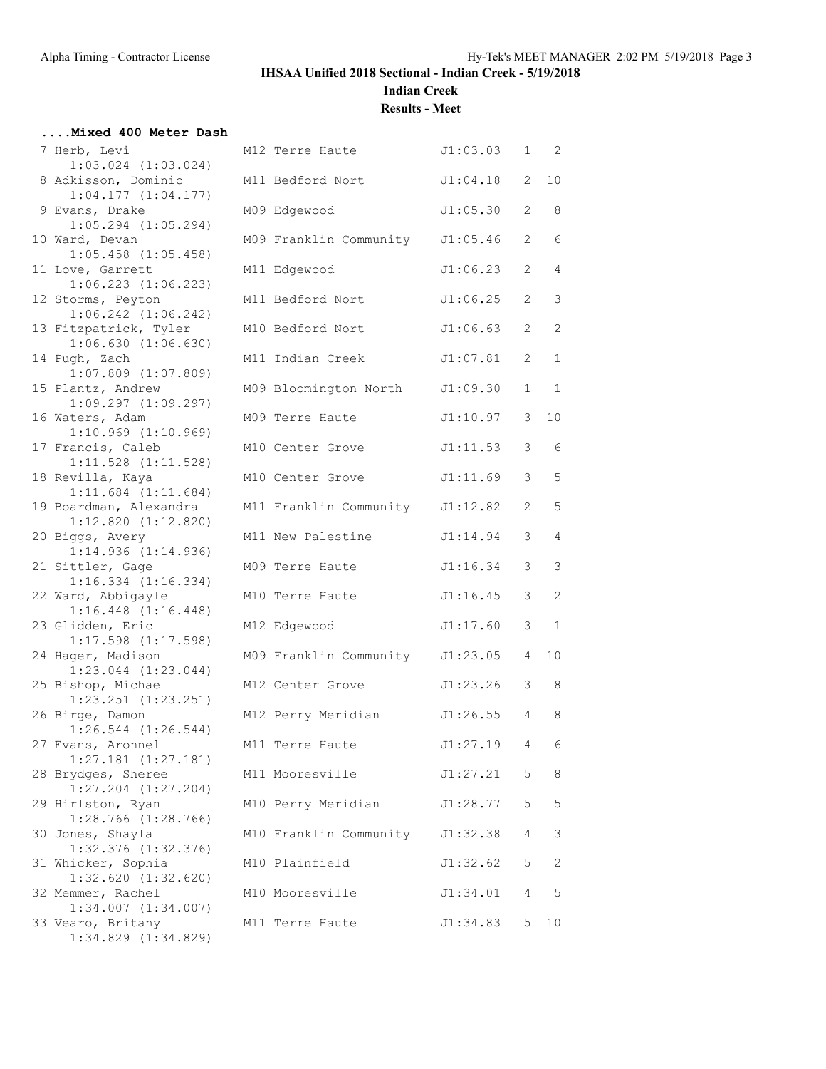# IHSAA Unified 2018 Sectional - Indian Creek - 5/19/2018

## Indian Creek

### Results - Meet

#### ....Mixed 400 Meter Dash

| Place | Name | Yr | School | Finals | H# | Lane |
|---|---|---|---|---|---|---|
| 7 | Herb, Levi | M12 | Terre Haute | J1:03.03 | 1 | 2 |
| | 1:03.024 (1:03.024) | | | | | |
| 8 | Adkisson, Dominic | M11 | Bedford Nort | J1:04.18 | 2 | 10 |
| | 1:04.177 (1:04.177) | | | | | |
| 9 | Evans, Drake | M09 | Edgewood | J1:05.30 | 2 | 8 |
| | 1:05.294 (1:05.294) | | | | | |
| 10 | Ward, Devan | M09 | Franklin Community | J1:05.46 | 2 | 6 |
| | 1:05.458 (1:05.458) | | | | | |
| 11 | Love, Garrett | M11 | Edgewood | J1:06.23 | 2 | 4 |
| | 1:06.223 (1:06.223) | | | | | |
| 12 | Storms, Peyton | M11 | Bedford Nort | J1:06.25 | 2 | 3 |
| | 1:06.242 (1:06.242) | | | | | |
| 13 | Fitzpatrick, Tyler | M10 | Bedford Nort | J1:06.63 | 2 | 2 |
| | 1:06.630 (1:06.630) | | | | | |
| 14 | Pugh, Zach | M11 | Indian Creek | J1:07.81 | 2 | 1 |
| | 1:07.809 (1:07.809) | | | | | |
| 15 | Plantz, Andrew | M09 | Bloomington North | J1:09.30 | 1 | 1 |
| | 1:09.297 (1:09.297) | | | | | |
| 16 | Waters, Adam | M09 | Terre Haute | J1:10.97 | 3 | 10 |
| | 1:10.969 (1:10.969) | | | | | |
| 17 | Francis, Caleb | M10 | Center Grove | J1:11.53 | 3 | 6 |
| | 1:11.528 (1:11.528) | | | | | |
| 18 | Revilla, Kaya | M10 | Center Grove | J1:11.69 | 3 | 5 |
| | 1:11.684 (1:11.684) | | | | | |
| 19 | Boardman, Alexandra | M11 | Franklin Community | J1:12.82 | 2 | 5 |
| | 1:12.820 (1:12.820) | | | | | |
| 20 | Biggs, Avery | M11 | New Palestine | J1:14.94 | 3 | 4 |
| | 1:14.936 (1:14.936) | | | | | |
| 21 | Sittler, Gage | M09 | Terre Haute | J1:16.34 | 3 | 3 |
| | 1:16.334 (1:16.334) | | | | | |
| 22 | Ward, Abbigayle | M10 | Terre Haute | J1:16.45 | 3 | 2 |
| | 1:16.448 (1:16.448) | | | | | |
| 23 | Glidden, Eric | M12 | Edgewood | J1:17.60 | 3 | 1 |
| | 1:17.598 (1:17.598) | | | | | |
| 24 | Hager, Madison | M09 | Franklin Community | J1:23.05 | 4 | 10 |
| | 1:23.044 (1:23.044) | | | | | |
| 25 | Bishop, Michael | M12 | Center Grove | J1:23.26 | 3 | 8 |
| | 1:23.251 (1:23.251) | | | | | |
| 26 | Birge, Damon | M12 | Perry Meridian | J1:26.55 | 4 | 8 |
| | 1:26.544 (1:26.544) | | | | | |
| 27 | Evans, Aronnel | M11 | Terre Haute | J1:27.19 | 4 | 6 |
| | 1:27.181 (1:27.181) | | | | | |
| 28 | Brydges, Sheree | M11 | Mooresville | J1:27.21 | 5 | 8 |
| | 1:27.204 (1:27.204) | | | | | |
| 29 | Hirlston, Ryan | M10 | Perry Meridian | J1:28.77 | 5 | 5 |
| | 1:28.766 (1:28.766) | | | | | |
| 30 | Jones, Shayla | M10 | Franklin Community | J1:32.38 | 4 | 3 |
| | 1:32.376 (1:32.376) | | | | | |
| 31 | Whicker, Sophia | M10 | Plainfield | J1:32.62 | 5 | 2 |
| | 1:32.620 (1:32.620) | | | | | |
| 32 | Memmer, Rachel | M10 | Mooresville | J1:34.01 | 4 | 5 |
| | 1:34.007 (1:34.007) | | | | | |
| 33 | Vearo, Britany | M11 | Terre Haute | J1:34.83 | 5 | 10 |
| | 1:34.829 (1:34.829) | | | | | |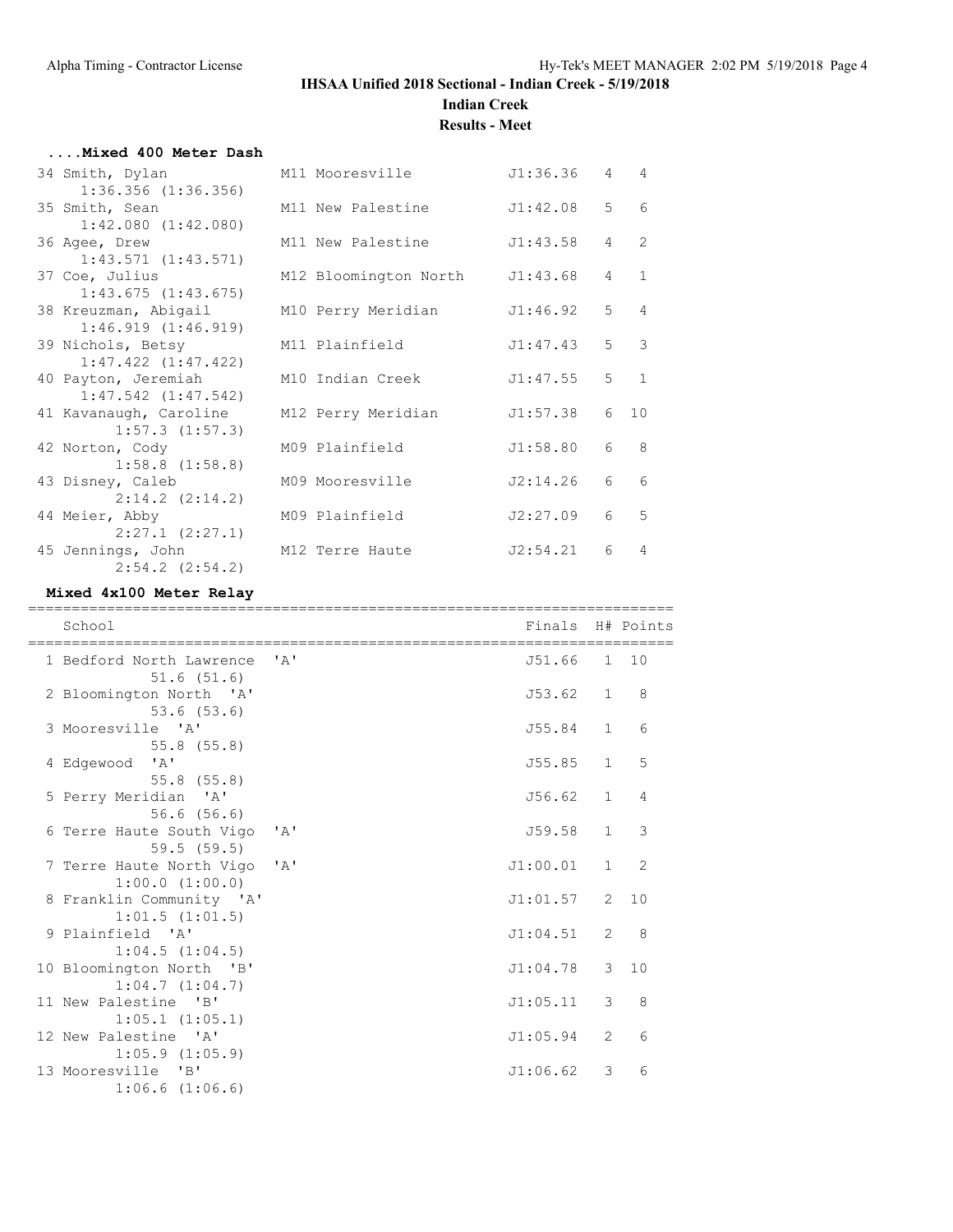# IHSAA Unified 2018 Sectional - Indian Creek - 5/19/2018

## Indian Creek

### Results - Meet

#### ....Mixed 400 Meter Dash

| | Name | Yr School | Finals | H# | Points |
|---|---|---|---|---|---|
| 34 | Smith, Dylan<br>1:36.356 (1:36.356) | M11 Mooresville | J1:36.36 | 4 | 4 |
| 35 | Smith, Sean<br>1:42.080 (1:42.080) | M11 New Palestine | J1:42.08 | 5 | 6 |
| 36 | Agee, Drew<br>1:43.571 (1:43.571) | M11 New Palestine | J1:43.58 | 4 | 2 |
| 37 | Coe, Julius<br>1:43.675 (1:43.675) | M12 Bloomington North | J1:43.68 | 4 | 1 |
| 38 | Kreuzman, Abigail<br>1:46.919 (1:46.919) | M10 Perry Meridian | J1:46.92 | 5 | 4 |
| 39 | Nichols, Betsy<br>1:47.422 (1:47.422) | M11 Plainfield | J1:47.43 | 5 | 3 |
| 40 | Payton, Jeremiah<br>1:47.542 (1:47.542) | M10 Indian Creek | J1:47.55 | 5 | 1 |
| 41 | Kavanaugh, Caroline<br>1:57.3 (1:57.3) | M12 Perry Meridian | J1:57.38 | 6 | 10 |
| 42 | Norton, Cody<br>1:58.8 (1:58.8) | M09 Plainfield | J1:58.80 | 6 | 8 |
| 43 | Disney, Caleb<br>2:14.2 (2:14.2) | M09 Mooresville | J2:14.26 | 6 | 6 |
| 44 | Meier, Abby<br>2:27.1 (2:27.1) | M09 Plainfield | J2:27.09 | 6 | 5 |
| 45 | Jennings, John<br>2:54.2 (2:54.2) | M12 Terre Haute | J2:54.21 | 6 | 4 |

#### Mixed 4x100 Meter Relay

| | School | Finals | H# | Points |
|---|---|---|---|---|
| 1 | Bedford North Lawrence 'A'<br>51.6 (51.6) | J51.66 | 1 | 10 |
| 2 | Bloomington North 'A'<br>53.6 (53.6) | J53.62 | 1 | 8 |
| 3 | Mooresville 'A'<br>55.8 (55.8) | J55.84 | 1 | 6 |
| 4 | Edgewood 'A'<br>55.8 (55.8) | J55.85 | 1 | 5 |
| 5 | Perry Meridian 'A'<br>56.6 (56.6) | J56.62 | 1 | 4 |
| 6 | Terre Haute South Vigo 'A'<br>59.5 (59.5) | J59.58 | 1 | 3 |
| 7 | Terre Haute North Vigo 'A'<br>1:00.0 (1:00.0) | J1:00.01 | 1 | 2 |
| 8 | Franklin Community 'A'<br>1:01.5 (1:01.5) | J1:01.57 | 2 | 10 |
| 9 | Plainfield 'A'<br>1:04.5 (1:04.5) | J1:04.51 | 2 | 8 |
| 10 | Bloomington North 'B'<br>1:04.7 (1:04.7) | J1:04.78 | 3 | 10 |
| 11 | New Palestine 'B'<br>1:05.1 (1:05.1) | J1:05.11 | 3 | 8 |
| 12 | New Palestine 'A'<br>1:05.9 (1:05.9) | J1:05.94 | 2 | 6 |
| 13 | Mooresville 'B'<br>1:06.6 (1:06.6) | J1:06.62 | 3 | 6 |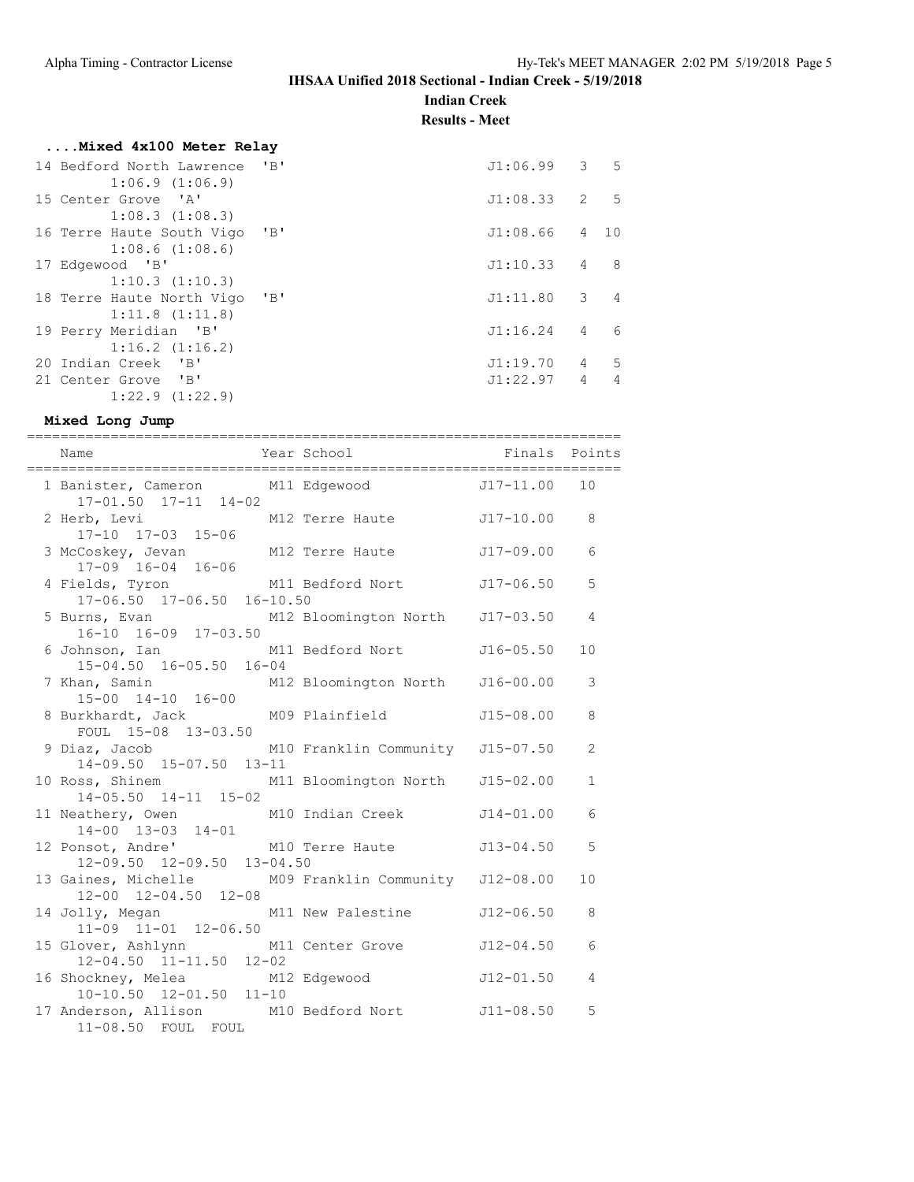# IHSAA Unified 2018 Sectional - Indian Creek - 5/19/2018

## Indian Creek

## Results - Meet

### ....Mixed 4x100 Meter Relay

```
 14 Bedford North Lawrence  'B'                          J1:06.99   3   5
       1:06.9 (1:06.9)
 15 Center Grove  'A'                                    J1:08.33   2   5
       1:08.3 (1:08.3)
 16 Terre Haute South Vigo  'B'                          J1:08.66   4  10
       1:08.6 (1:08.6)
 17 Edgewood  'B'                                        J1:10.33   4   8
       1:10.3 (1:10.3)
 18 Terre Haute North Vigo  'B'                          J1:11.80   3   4
       1:11.8 (1:11.8)
 19 Perry Meridian  'B'                                  J1:16.24   4   6
       1:16.2 (1:16.2)
 20 Indian Creek  'B'                                    J1:19.70   4   5
 21 Center Grove  'B'                                    J1:22.97   4   4
       1:22.9 (1:22.9)
```

### Mixed Long Jump

```
=======================================================================
    Name                    Year School                 Finals  Points
=======================================================================
  1 Banister, Cameron        M11 Edgewood              J17-11.00   10
      17-01.50  17-11  14-02
  2 Herb, Levi               M12 Terre Haute           J17-10.00    8
      17-10  17-03  15-06
  3 McCoskey, Jevan          M12 Terre Haute           J17-09.00    6
      17-09  16-04  16-06
  4 Fields, Tyron            M11 Bedford Nort          J17-06.50    5
      17-06.50  17-06.50  16-10.50
  5 Burns, Evan              M12 Bloomington North     J17-03.50    4
      16-10  16-09  17-03.50
  6 Johnson, Ian             M11 Bedford Nort          J16-05.50   10
      15-04.50  16-05.50  16-04
  7 Khan, Samin              M12 Bloomington North     J16-00.00    3
      15-00  14-10  16-00
  8 Burkhardt, Jack          M09 Plainfield            J15-08.00    8
      FOUL  15-08  13-03.50
  9 Diaz, Jacob              M10 Franklin Community    J15-07.50    2
      14-09.50  15-07.50  13-11
 10 Ross, Shinem             M11 Bloomington North     J15-02.00    1
      14-05.50  14-11  15-02
 11 Neathery, Owen           M10 Indian Creek          J14-01.00    6
      14-00  13-03  14-01
 12 Ponsot, Andre'           M10 Terre Haute           J13-04.50    5
      12-09.50  12-09.50  13-04.50
 13 Gaines, Michelle         M09 Franklin Community    J12-08.00   10
      12-00  12-04.50  12-08
 14 Jolly, Megan             M11 New Palestine         J12-06.50    8
      11-09  11-01  12-06.50
 15 Glover, Ashlynn          M11 Center Grove          J12-04.50    6
      12-04.50  11-11.50  12-02
 16 Shockney, Melea          M12 Edgewood              J12-01.50    4
      10-10.50  12-01.50  11-10
 17 Anderson, Allison        M10 Bedford Nort          J11-08.50    5
      11-08.50  FOUL  FOUL
```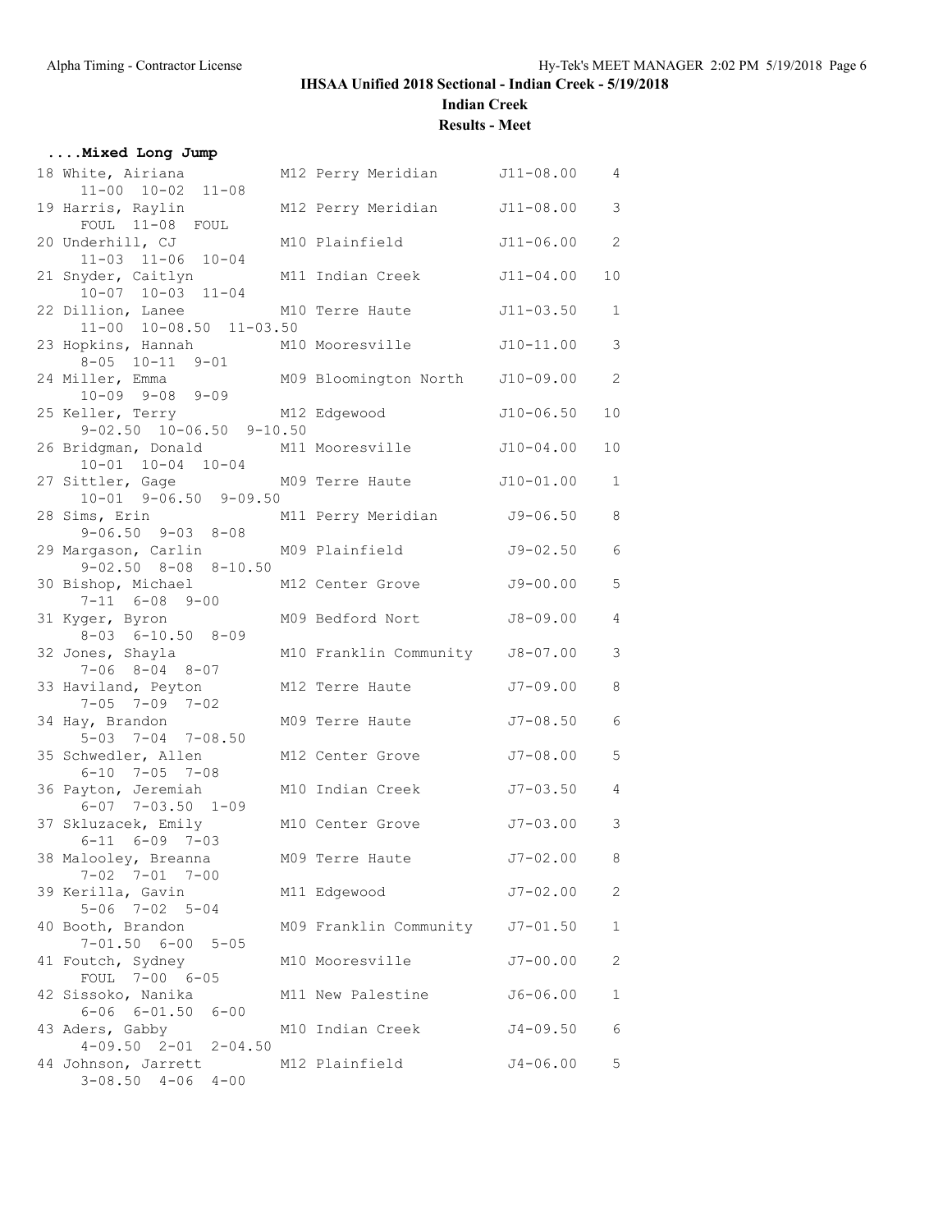**IHSAA Unified 2018 Sectional - Indian Creek - 5/19/2018**

**Indian Creek**

**Results - Meet**

**....Mixed Long Jump**

| Place | Name | Yr | School | Mark | Heat |
|---|---|---|---|---|---|
| 18 | White, Airiana | M12 | Perry Meridian | J11-08.00 | 4 |
| | 11-00 10-02 11-08 | | | | |
| 19 | Harris, Raylin | M12 | Perry Meridian | J11-08.00 | 3 |
| | FOUL 11-08 FOUL | | | | |
| 20 | Underhill, CJ | M10 | Plainfield | J11-06.00 | 2 |
| | 11-03 11-06 10-04 | | | | |
| 21 | Snyder, Caitlyn | M11 | Indian Creek | J11-04.00 | 10 |
| | 10-07 10-03 11-04 | | | | |
| 22 | Dillion, Lanee | M10 | Terre Haute | J11-03.50 | 1 |
| | 11-00 10-08.50 11-03.50 | | | | |
| 23 | Hopkins, Hannah | M10 | Mooresville | J10-11.00 | 3 |
| | 8-05 10-11 9-01 | | | | |
| 24 | Miller, Emma | M09 | Bloomington North | J10-09.00 | 2 |
| | 10-09 9-08 9-09 | | | | |
| 25 | Keller, Terry | M12 | Edgewood | J10-06.50 | 10 |
| | 9-02.50 10-06.50 9-10.50 | | | | |
| 26 | Bridgman, Donald | M11 | Mooresville | J10-04.00 | 10 |
| | 10-01 10-04 10-04 | | | | |
| 27 | Sittler, Gage | M09 | Terre Haute | J10-01.00 | 1 |
| | 10-01 9-06.50 9-09.50 | | | | |
| 28 | Sims, Erin | M11 | Perry Meridian | J9-06.50 | 8 |
| | 9-06.50 9-03 8-08 | | | | |
| 29 | Margason, Carlin | M09 | Plainfield | J9-02.50 | 6 |
| | 9-02.50 8-08 8-10.50 | | | | |
| 30 | Bishop, Michael | M12 | Center Grove | J9-00.00 | 5 |
| | 7-11 6-08 9-00 | | | | |
| 31 | Kyger, Byron | M09 | Bedford Nort | J8-09.00 | 4 |
| | 8-03 6-10.50 8-09 | | | | |
| 32 | Jones, Shayla | M10 | Franklin Community | J8-07.00 | 3 |
| | 7-06 8-04 8-07 | | | | |
| 33 | Haviland, Peyton | M12 | Terre Haute | J7-09.00 | 8 |
| | 7-05 7-09 7-02 | | | | |
| 34 | Hay, Brandon | M09 | Terre Haute | J7-08.50 | 6 |
| | 5-03 7-04 7-08.50 | | | | |
| 35 | Schwedler, Allen | M12 | Center Grove | J7-08.00 | 5 |
| | 6-10 7-05 7-08 | | | | |
| 36 | Payton, Jeremiah | M10 | Indian Creek | J7-03.50 | 4 |
| | 6-07 7-03.50 1-09 | | | | |
| 37 | Skluzacek, Emily | M10 | Center Grove | J7-03.00 | 3 |
| | 6-11 6-09 7-03 | | | | |
| 38 | Malooley, Breanna | M09 | Terre Haute | J7-02.00 | 8 |
| | 7-02 7-01 7-00 | | | | |
| 39 | Kerilla, Gavin | M11 | Edgewood | J7-02.00 | 2 |
| | 5-06 7-02 5-04 | | | | |
| 40 | Booth, Brandon | M09 | Franklin Community | J7-01.50 | 1 |
| | 7-01.50 6-00 5-05 | | | | |
| 41 | Foutch, Sydney | M10 | Mooresville | J7-00.00 | 2 |
| | FOUL 7-00 6-05 | | | | |
| 42 | Sissoko, Nanika | M11 | New Palestine | J6-06.00 | 1 |
| | 6-06 6-01.50 6-00 | | | | |
| 43 | Aders, Gabby | M10 | Indian Creek | J4-09.50 | 6 |
| | 4-09.50 2-01 2-04.50 | | | | |
| 44 | Johnson, Jarrett | M12 | Plainfield | J4-06.00 | 5 |
| | 3-08.50 4-06 4-00 | | | | |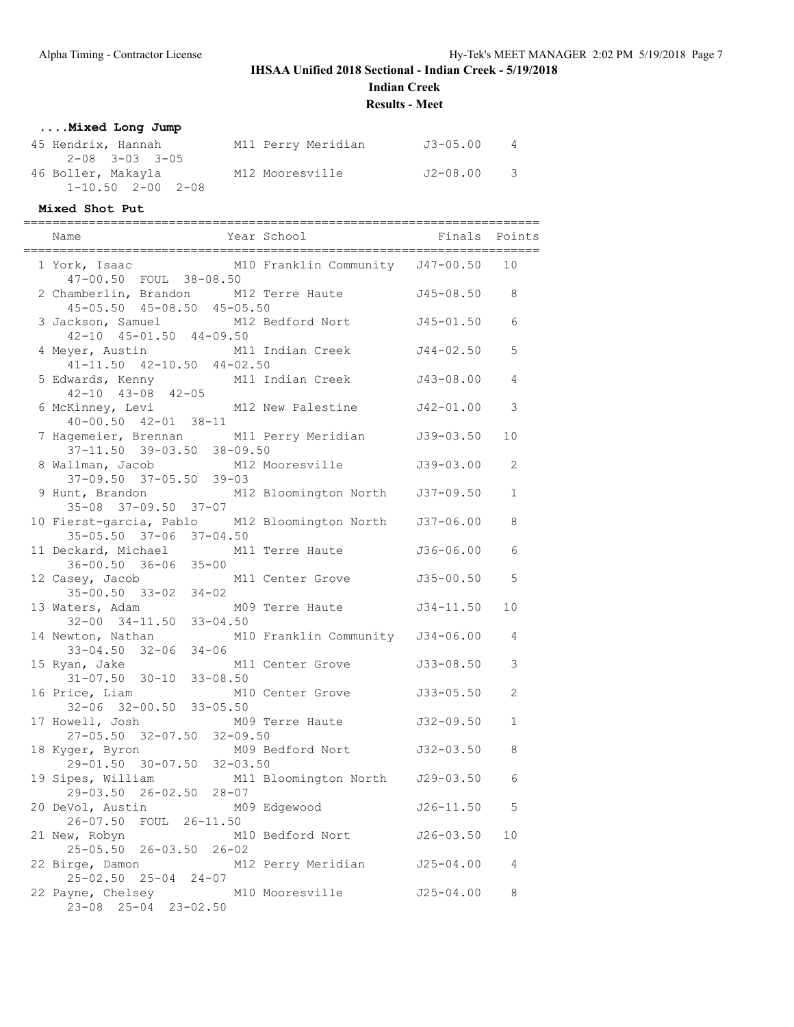# IHSAA Unified 2018 Sectional - Indian Creek - 5/19/2018

## Indian Creek

## Results - Meet

### ....Mixed Long Jump

| Place | Name | Year | School | Finals | Points |
|---|---|---|---|---|---|
| 45 | Hendrix, Hannah | M11 | Perry Meridian | J3-05.00 | 4 |
| | 2-08 3-03 3-05 | | | | |
| 46 | Boller, Makayla | M12 | Mooresville | J2-08.00 | 3 |
| | 1-10.50 2-00 2-08 | | | | |

### Mixed Shot Put

| Place | Name | Year | School | Finals | Points |
|---|---|---|---|---|---|
| 1 | York, Isaac | M10 | Franklin Community | J47-00.50 | 10 |
| | 47-00.50 FOUL 38-08.50 | | | | |
| 2 | Chamberlin, Brandon | M12 | Terre Haute | J45-08.50 | 8 |
| | 45-05.50 45-08.50 45-05.50 | | | | |
| 3 | Jackson, Samuel | M12 | Bedford Nort | J45-01.50 | 6 |
| | 42-10 45-01.50 44-09.50 | | | | |
| 4 | Meyer, Austin | M11 | Indian Creek | J44-02.50 | 5 |
| | 41-11.50 42-10.50 44-02.50 | | | | |
| 5 | Edwards, Kenny | M11 | Indian Creek | J43-08.00 | 4 |
| | 42-10 43-08 42-05 | | | | |
| 6 | McKinney, Levi | M12 | New Palestine | J42-01.00 | 3 |
| | 40-00.50 42-01 38-11 | | | | |
| 7 | Hagemeier, Brennan | M11 | Perry Meridian | J39-03.50 | 10 |
| | 37-11.50 39-03.50 38-09.50 | | | | |
| 8 | Wallman, Jacob | M12 | Mooresville | J39-03.00 | 2 |
| | 37-09.50 37-05.50 39-03 | | | | |
| 9 | Hunt, Brandon | M12 | Bloomington North | J37-09.50 | 1 |
| | 35-08 37-09.50 37-07 | | | | |
| 10 | Fierst-garcia, Pablo | M12 | Bloomington North | J37-06.00 | 8 |
| | 35-05.50 37-06 37-04.50 | | | | |
| 11 | Deckard, Michael | M11 | Terre Haute | J36-06.00 | 6 |
| | 36-00.50 36-06 35-00 | | | | |
| 12 | Casey, Jacob | M11 | Center Grove | J35-00.50 | 5 |
| | 35-00.50 33-02 34-02 | | | | |
| 13 | Waters, Adam | M09 | Terre Haute | J34-11.50 | 10 |
| | 32-00 34-11.50 33-04.50 | | | | |
| 14 | Newton, Nathan | M10 | Franklin Community | J34-06.00 | 4 |
| | 33-04.50 32-06 34-06 | | | | |
| 15 | Ryan, Jake | M11 | Center Grove | J33-08.50 | 3 |
| | 31-07.50 30-10 33-08.50 | | | | |
| 16 | Price, Liam | M10 | Center Grove | J33-05.50 | 2 |
| | 32-06 32-00.50 33-05.50 | | | | |
| 17 | Howell, Josh | M09 | Terre Haute | J32-09.50 | 1 |
| | 27-05.50 32-07.50 32-09.50 | | | | |
| 18 | Kyger, Byron | M09 | Bedford Nort | J32-03.50 | 8 |
| | 29-01.50 30-07.50 32-03.50 | | | | |
| 19 | Sipes, William | M11 | Bloomington North | J29-03.50 | 6 |
| | 29-03.50 26-02.50 28-07 | | | | |
| 20 | DeVol, Austin | M09 | Edgewood | J26-11.50 | 5 |
| | 26-07.50 FOUL 26-11.50 | | | | |
| 21 | New, Robyn | M10 | Bedford Nort | J26-03.50 | 10 |
| | 25-05.50 26-03.50 26-02 | | | | |
| 22 | Birge, Damon | M12 | Perry Meridian | J25-04.00 | 4 |
| | 25-02.50 25-04 24-07 | | | | |
| 22 | Payne, Chelsey | M10 | Mooresville | J25-04.00 | 8 |
| | 23-08 25-04 23-02.50 | | | | |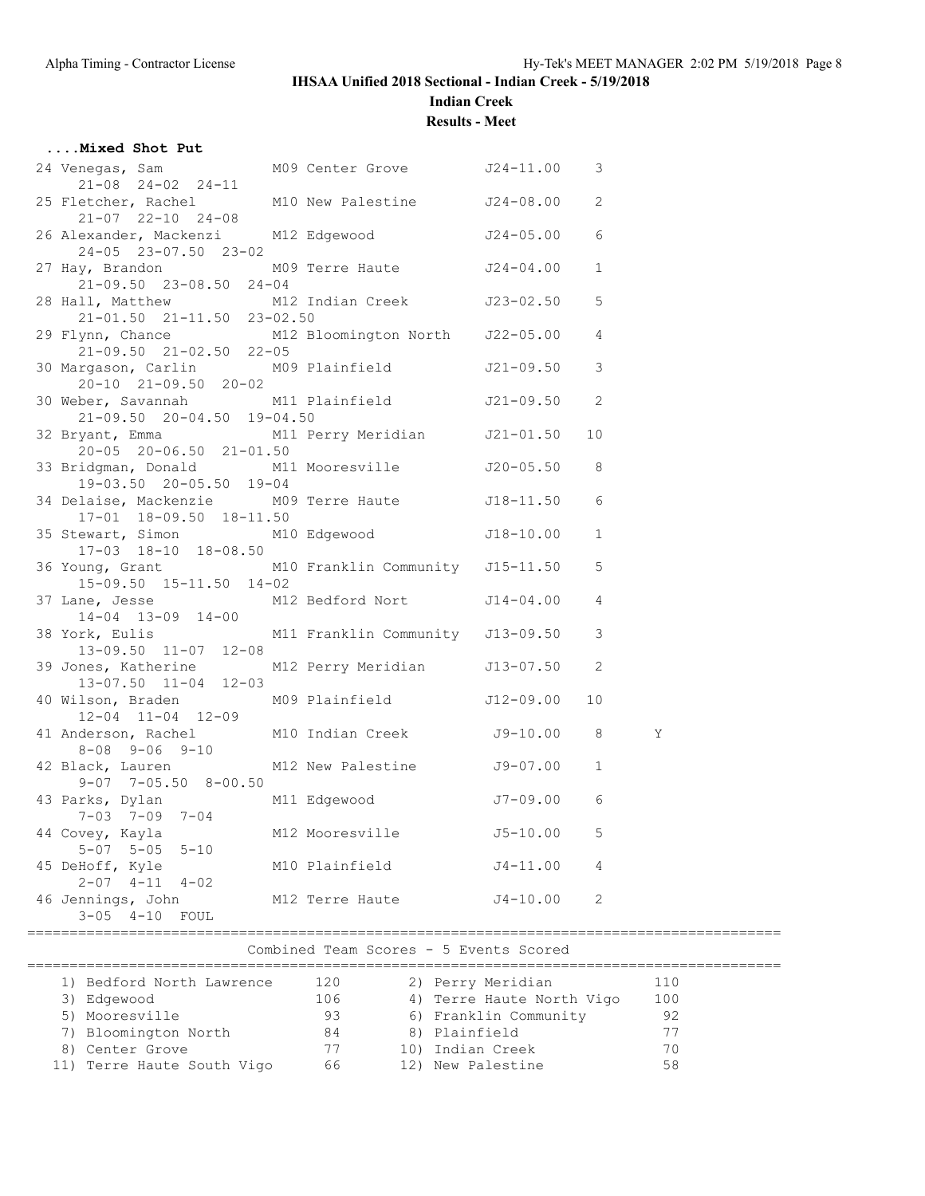# IHSAA Unified 2018 Sectional - Indian Creek - 5/19/2018

## Indian Creek

### Results - Meet

**....Mixed Shot Put**

```
 24 Venegas, Sam             M09 Center Grove         J24-11.00    3
     21-08  24-02  24-11
 25 Fletcher, Rachel         M10 New Palestine        J24-08.00    2
     21-07  22-10  24-08
 26 Alexander, Mackenzi      M12 Edgewood             J24-05.00    6
     24-05  23-07.50  23-02
 27 Hay, Brandon             M09 Terre Haute          J24-04.00    1
     21-09.50  23-08.50  24-04
 28 Hall, Matthew            M12 Indian Creek         J23-02.50    5
     21-01.50  21-11.50  23-02.50
 29 Flynn, Chance            M12 Bloomington North    J22-05.00    4
     21-09.50  21-02.50  22-05
 30 Margason, Carlin         M09 Plainfield           J21-09.50    3
     20-10  21-09.50  20-02
 30 Weber, Savannah          M11 Plainfield           J21-09.50    2
     21-09.50  20-04.50  19-04.50
 32 Bryant, Emma             M11 Perry Meridian       J21-01.50   10
     20-05  20-06.50  21-01.50
 33 Bridgman, Donald         M11 Mooresville          J20-05.50    8
     19-03.50  20-05.50  19-04
 34 Delaise, Mackenzie       M09 Terre Haute          J18-11.50    6
     17-01  18-09.50  18-11.50
 35 Stewart, Simon           M10 Edgewood             J18-10.00    1
     17-03  18-10  18-08.50
 36 Young, Grant             M10 Franklin Community   J15-11.50    5
     15-09.50  15-11.50  14-02
 37 Lane, Jesse              M12 Bedford Nort         J14-04.00    4
     14-04  13-09  14-00
 38 York, Eulis              M11 Franklin Community   J13-09.50    3
     13-09.50  11-07  12-08
 39 Jones, Katherine         M12 Perry Meridian       J13-07.50    2
     13-07.50  11-04  12-03
 40 Wilson, Braden           M09 Plainfield           J12-09.00   10
     12-04  11-04  12-09
 41 Anderson, Rachel         M10 Indian Creek          J9-10.00    8      Y
     8-08  9-06  9-10
 42 Black, Lauren            M12 New Palestine         J9-07.00    1
     9-07  7-05.50  8-00.50
 43 Parks, Dylan             M11 Edgewood              J7-09.00    6
     7-03  7-09  7-04
 44 Covey, Kayla             M12 Mooresville           J5-10.00    5
     5-07  5-05  5-10
 45 DeHoff, Kyle             M10 Plainfield            J4-11.00    4
     2-07  4-11  4-02
 46 Jennings, John           M12 Terre Haute           J4-10.00    2
     3-05  4-10  FOUL
```

**Combined Team Scores - 5 Events Scored**

```
  1) Bedford North Lawrence     120       2) Perry Meridian             110
  3) Edgewood                   106       4) Terre Haute North Vigo     100
  5) Mooresville                 93       6) Franklin Community          92
  7) Bloomington North           84       8) Plainfield                  77
  8) Center Grove                77      10) Indian Creek                70
 11) Terre Haute South Vigo      66      12) New Palestine               58
```